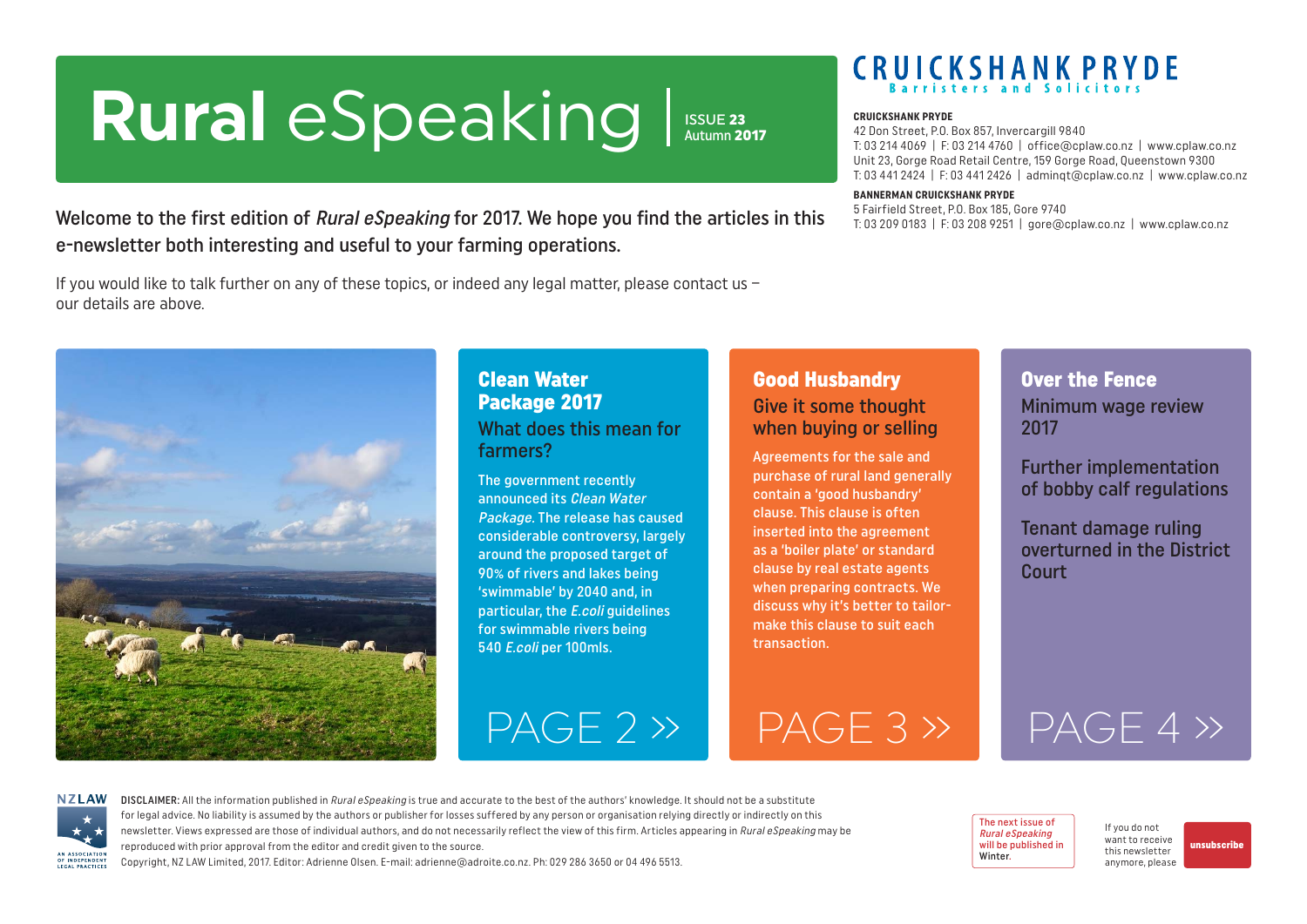# Rural eSpeaking | ISSUE 23 Autumn 2017

**CRUICKSHANK PRYDE**
Barristers and Solicitors

**CRUICKSHANK PRYDE**
42 Don Street, P.O. Box 857, Invercargill 9840
T: 03 214 4069 | F: 03 214 4760 | office@cplaw.co.nz | www.cplaw.co.nz
Unit 23, Gorge Road Retail Centre, 159 Gorge Road, Queenstown 9300
T: 03 441 2424 | F: 03 441 2426 | adminqt@cplaw.co.nz | www.cplaw.co.nz

**BANNERMAN CRUICKSHANK PRYDE**
5 Fairfield Street, P.O. Box 185, Gore 9740
T: 03 209 0183 | F: 03 208 9251 | gore@cplaw.co.nz | www.cplaw.co.nz

Welcome to the first edition of *Rural eSpeaking* for 2017. We hope you find the articles in this e-newsletter both interesting and useful to your farming operations.

If you would like to talk further on any of these topics, or indeed any legal matter, please contact us – our details are above.

## Clean Water Package 2017

### What does this mean for farmers?

The government recently announced its *Clean Water Package*. The release has caused considerable controversy, largely around the proposed target of 90% of rivers and lakes being 'swimmable' by 2040 and, in particular, the *E.coli* guidelines for swimmable rivers being 540 *E.coli* per 100mls.

PAGE 2 »

## Good Husbandry

### Give it some thought when buying or selling

Agreements for the sale and purchase of rural land generally contain a 'good husbandry' clause. This clause is often inserted into the agreement as a 'boiler plate' or standard clause by real estate agents when preparing contracts. We discuss why it's better to tailor-make this clause to suit each transaction.

PAGE 3 »

## Over the Fence

Minimum wage review 2017

Further implementation of bobby calf regulations

Tenant damage ruling overturned in the District Court

PAGE 4 »

NZLAW – An Association of Independent Legal Practices

DISCLAIMER: All the information published in *Rural eSpeaking* is true and accurate to the best of the authors' knowledge. It should not be a substitute for legal advice. No liability is assumed by the authors or publisher for losses suffered by any person or organisation relying directly or indirectly on this newsletter. Views expressed are those of individual authors, and do not necessarily reflect the view of this firm. Articles appearing in *Rural eSpeaking* may be reproduced with prior approval from the editor and credit given to the source.
Copyright, NZ LAW Limited, 2017. Editor: Adrienne Olsen. E-mail: adrienne@adroite.co.nz. Ph: 029 286 3650 or 04 496 5513.

The next issue of *Rural eSpeaking* will be published in Winter.

If you do not want to receive this newsletter anymore, please unsubscribe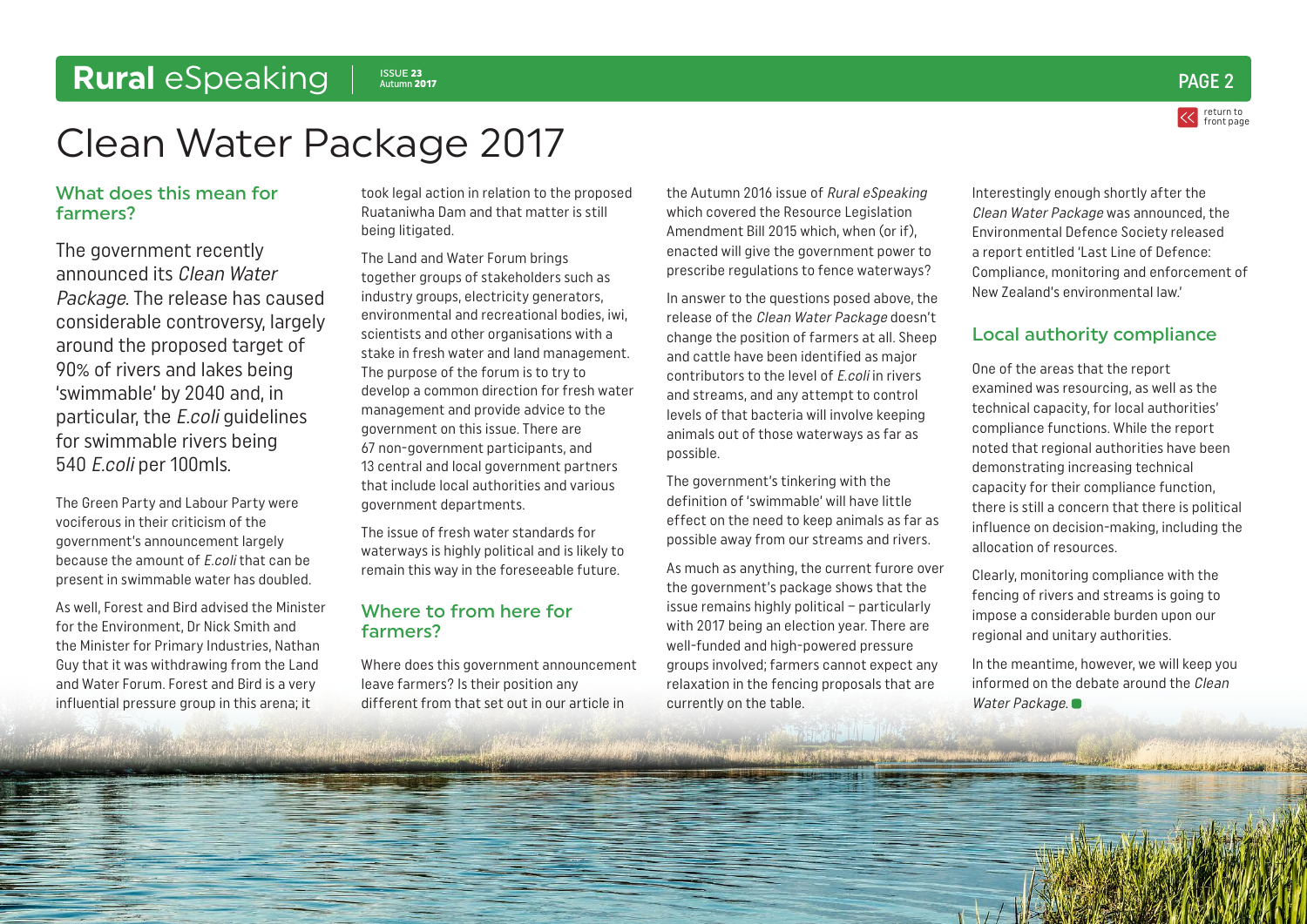# Clean Water Package 2017

## What does this mean for farmers?

The government recently announced its *Clean Water Package*. The release has caused considerable controversy, largely around the proposed target of 90% of rivers and lakes being 'swimmable' by 2040 and, in particular, the *E.coli* guidelines for swimmable rivers being 540 *E.coli* per 100mls.

The Green Party and Labour Party were vociferous in their criticism of the government's announcement largely because the amount of *E.coli* that can be present in swimmable water has doubled.

As well, Forest and Bird advised the Minister for the Environment, Dr Nick Smith and the Minister for Primary Industries, Nathan Guy that it was withdrawing from the Land and Water Forum. Forest and Bird is a very influential pressure group in this arena; it took legal action in relation to the proposed Ruataniwha Dam and that matter is still being litigated.

The Land and Water Forum brings together groups of stakeholders such as industry groups, electricity generators, environmental and recreational bodies, iwi, scientists and other organisations with a stake in fresh water and land management. The purpose of the forum is to try to develop a common direction for fresh water management and provide advice to the government on this issue. There are 67 non-government participants, and 13 central and local government partners that include local authorities and various government departments.

The issue of fresh water standards for waterways is highly political and is likely to remain this way in the foreseeable future.

## Where to from here for farmers?

Where does this government announcement leave farmers? Is their position any different from that set out in our article in the Autumn 2016 issue of *Rural eSpeaking* which covered the Resource Legislation Amendment Bill 2015 which, when (or if), enacted will give the government power to prescribe regulations to fence waterways?

In answer to the questions posed above, the release of the *Clean Water Package* doesn't change the position of farmers at all. Sheep and cattle have been identified as major contributors to the level of *E.coli* in rivers and streams, and any attempt to control levels of that bacteria will involve keeping animals out of those waterways as far as possible.

The government's tinkering with the definition of 'swimmable' will have little effect on the need to keep animals as far as possible away from our streams and rivers.

As much as anything, the current furore over the government's package shows that the issue remains highly political – particularly with 2017 being an election year. There are well-funded and high-powered pressure groups involved; farmers cannot expect any relaxation in the fencing proposals that are currently on the table.

Interestingly enough shortly after the *Clean Water Package* was announced, the Environmental Defence Society released a report entitled 'Last Line of Defence: Compliance, monitoring and enforcement of New Zealand's environmental law.'

## Local authority compliance

One of the areas that the report examined was resourcing, as well as the technical capacity, for local authorities' compliance functions. While the report noted that regional authorities have been demonstrating increasing technical capacity for their compliance function, there is still a concern that there is political influence on decision-making, including the allocation of resources.

Clearly, monitoring compliance with the fencing of rivers and streams is going to impose a considerable burden upon our regional and unitary authorities.

In the meantime, however, we will keep you informed on the debate around the *Clean Water Package*.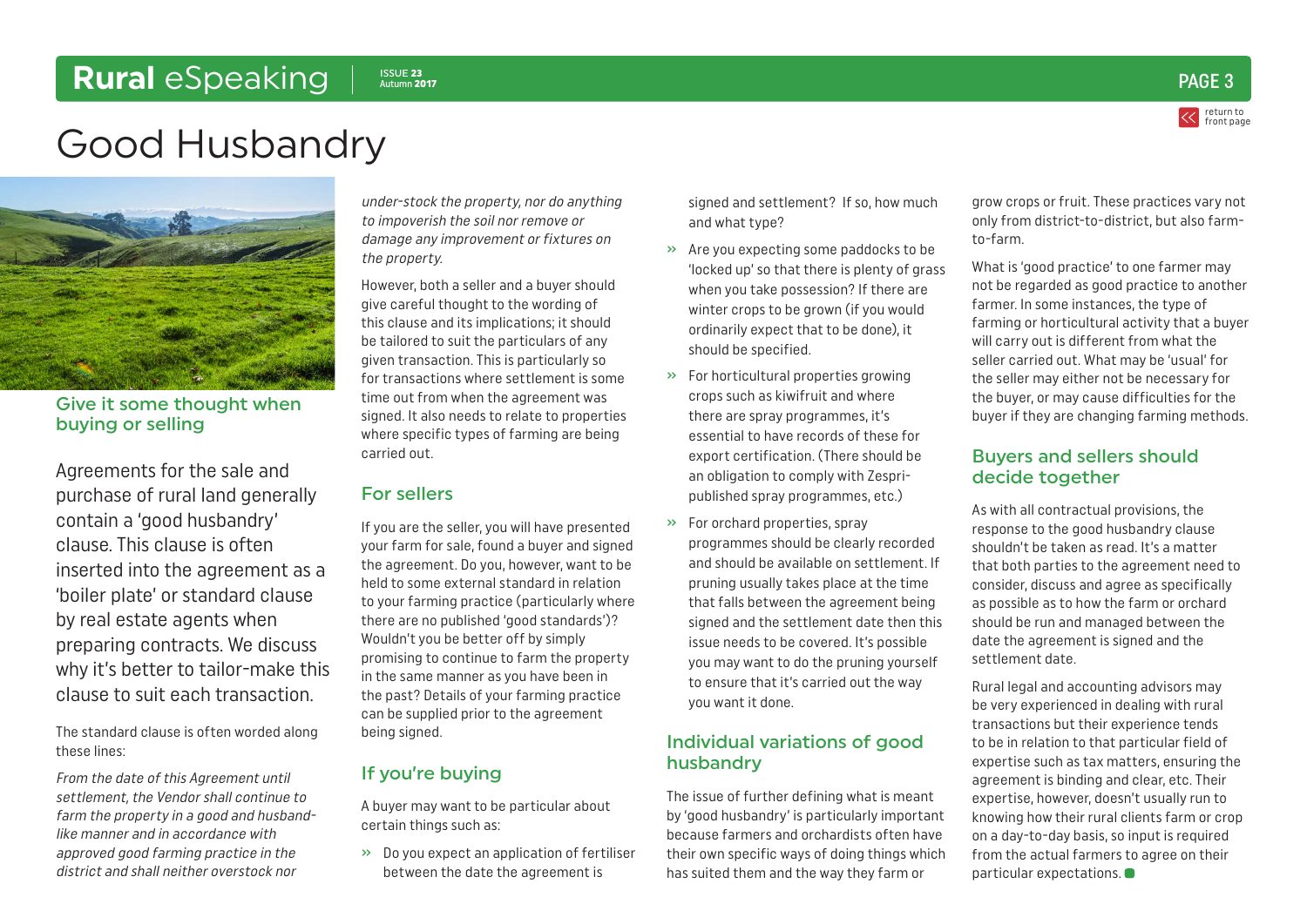# Good Husbandry

## Give it some thought when buying or selling

Agreements for the sale and purchase of rural land generally contain a 'good husbandry' clause. This clause is often inserted into the agreement as a 'boiler plate' or standard clause by real estate agents when preparing contracts. We discuss why it's better to tailor-make this clause to suit each transaction.

The standard clause is often worded along these lines:

*From the date of this Agreement until settlement, the Vendor shall continue to farm the property in a good and husband-like manner and in accordance with approved good farming practice in the district and shall neither overstock nor under-stock the property, nor do anything to impoverish the soil nor remove or damage any improvement or fixtures on the property.*

However, both a seller and a buyer should give careful thought to the wording of this clause and its implications; it should be tailored to suit the particulars of any given transaction. This is particularly so for transactions where settlement is some time out from when the agreement was signed. It also needs to relate to properties where specific types of farming are being carried out.

### For sellers

If you are the seller, you will have presented your farm for sale, found a buyer and signed the agreement. Do you, however, want to be held to some external standard in relation to your farming practice (particularly where there are no published 'good standards')? Wouldn't you be better off by simply promising to continue to farm the property in the same manner as you have been in the past? Details of your farming practice can be supplied prior to the agreement being signed.

### If you're buying

A buyer may want to be particular about certain things such as:

- Do you expect an application of fertiliser between the date the agreement is signed and settlement? If so, how much and what type?
- Are you expecting some paddocks to be 'locked up' so that there is plenty of grass when you take possession? If there are winter crops to be grown (if you would ordinarily expect that to be done), it should be specified.
- For horticultural properties growing crops such as kiwifruit and where there are spray programmes, it's essential to have records of these for export certification. (There should be an obligation to comply with Zespri-published spray programmes, etc.)
- For orchard properties, spray programmes should be clearly recorded and should be available on settlement. If pruning usually takes place at the time that falls between the agreement being signed and the settlement date then this issue needs to be covered. It's possible you may want to do the pruning yourself to ensure that it's carried out the way you want it done.

### Individual variations of good husbandry

The issue of further defining what is meant by 'good husbandry' is particularly important because farmers and orchardists often have their own specific ways of doing things which has suited them and the way they farm or grow crops or fruit. These practices vary not only from district-to-district, but also farm-to-farm.

What is 'good practice' to one farmer may not be regarded as good practice to another farmer. In some instances, the type of farming or horticultural activity that a buyer will carry out is different from what the seller carried out. What may be 'usual' for the seller may either not be necessary for the buyer, or may cause difficulties for the buyer if they are changing farming methods.

### Buyers and sellers should decide together

As with all contractual provisions, the response to the good husbandry clause shouldn't be taken as read. It's a matter that both parties to the agreement need to consider, discuss and agree as specifically as possible as to how the farm or orchard should be run and managed between the date the agreement is signed and the settlement date.

Rural legal and accounting advisors may be very experienced in dealing with rural transactions but their experience tends to be in relation to that particular field of expertise such as tax matters, ensuring the agreement is binding and clear, etc. Their expertise, however, doesn't usually run to knowing how their rural clients farm or crop on a day-to-day basis, so input is required from the actual farmers to agree on their particular expectations.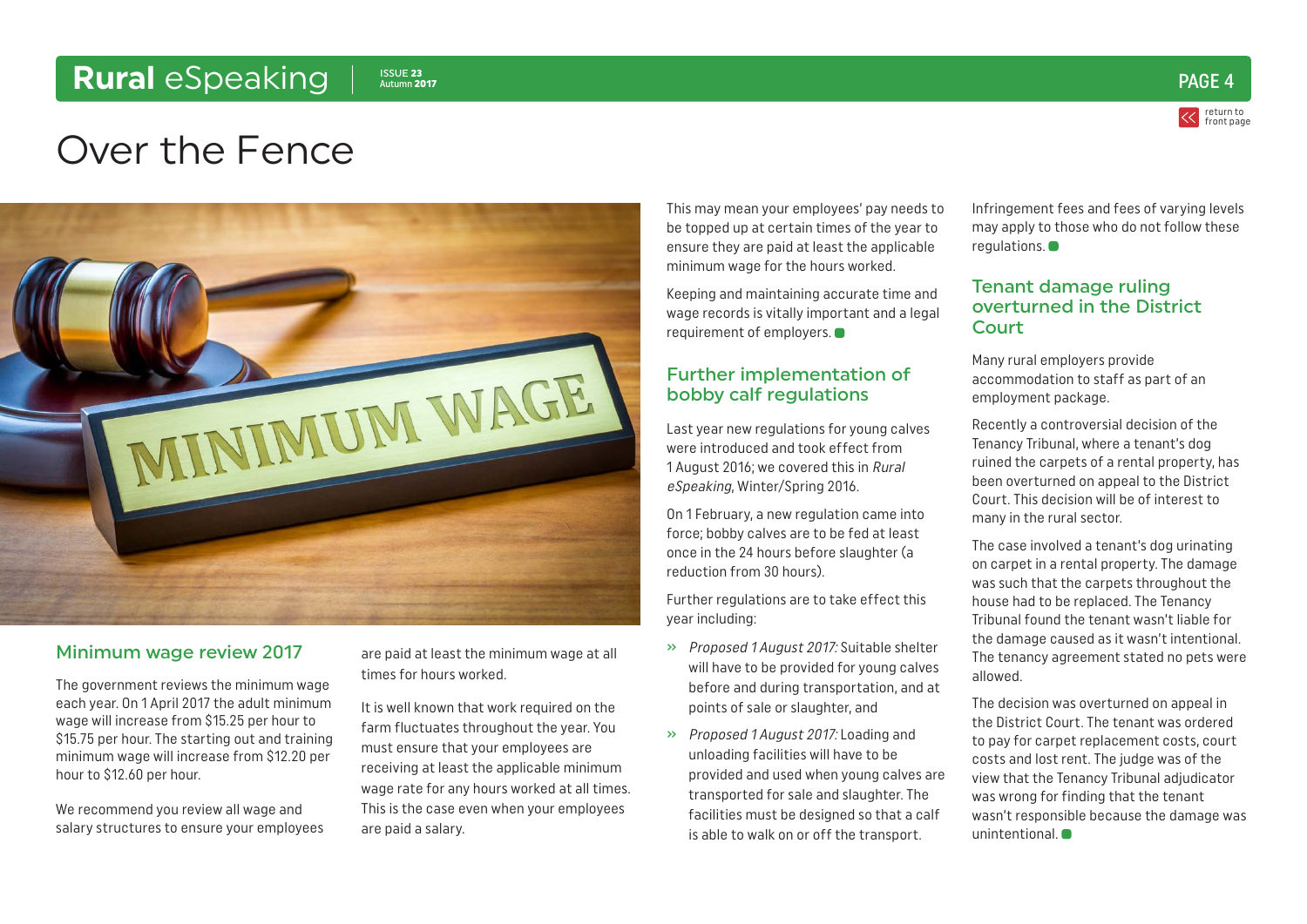# Over the Fence

## Minimum wage review 2017

The government reviews the minimum wage each year. On 1 April 2017 the adult minimum wage will increase from $15.25 per hour to $15.75 per hour. The starting out and training minimum wage will increase from $12.20 per hour to $12.60 per hour.

We recommend you review all wage and salary structures to ensure your employees are paid at least the minimum wage at all times for hours worked.

It is well known that work required on the farm fluctuates throughout the year. You must ensure that your employees are receiving at least the applicable minimum wage rate for any hours worked at all times. This is the case even when your employees are paid a salary.

This may mean your employees' pay needs to be topped up at certain times of the year to ensure they are paid at least the applicable minimum wage for the hours worked.

Keeping and maintaining accurate time and wage records is vitally important and a legal requirement of employers.

## Further implementation of bobby calf regulations

Last year new regulations for young calves were introduced and took effect from 1 August 2016; we covered this in *Rural eSpeaking*, Winter/Spring 2016.

On 1 February, a new regulation came into force; bobby calves are to be fed at least once in the 24 hours before slaughter (a reduction from 30 hours).

Further regulations are to take effect this year including:

- *Proposed 1 August 2017:* Suitable shelter will have to be provided for young calves before and during transportation, and at points of sale or slaughter, and
- *Proposed 1 August 2017:* Loading and unloading facilities will have to be provided and used when young calves are transported for sale and slaughter. The facilities must be designed so that a calf is able to walk on or off the transport.

Infringement fees and fees of varying levels may apply to those who do not follow these regulations.

## Tenant damage ruling overturned in the District Court

Many rural employers provide accommodation to staff as part of an employment package.

Recently a controversial decision of the Tenancy Tribunal, where a tenant's dog ruined the carpets of a rental property, has been overturned on appeal to the District Court. This decision will be of interest to many in the rural sector.

The case involved a tenant's dog urinating on carpet in a rental property. The damage was such that the carpets throughout the house had to be replaced. The Tenancy Tribunal found the tenant wasn't liable for the damage caused as it wasn't intentional. The tenancy agreement stated no pets were allowed.

The decision was overturned on appeal in the District Court. The tenant was ordered to pay for carpet replacement costs, court costs and lost rent. The judge was of the view that the Tenancy Tribunal adjudicator was wrong for finding that the tenant wasn't responsible because the damage was unintentional.